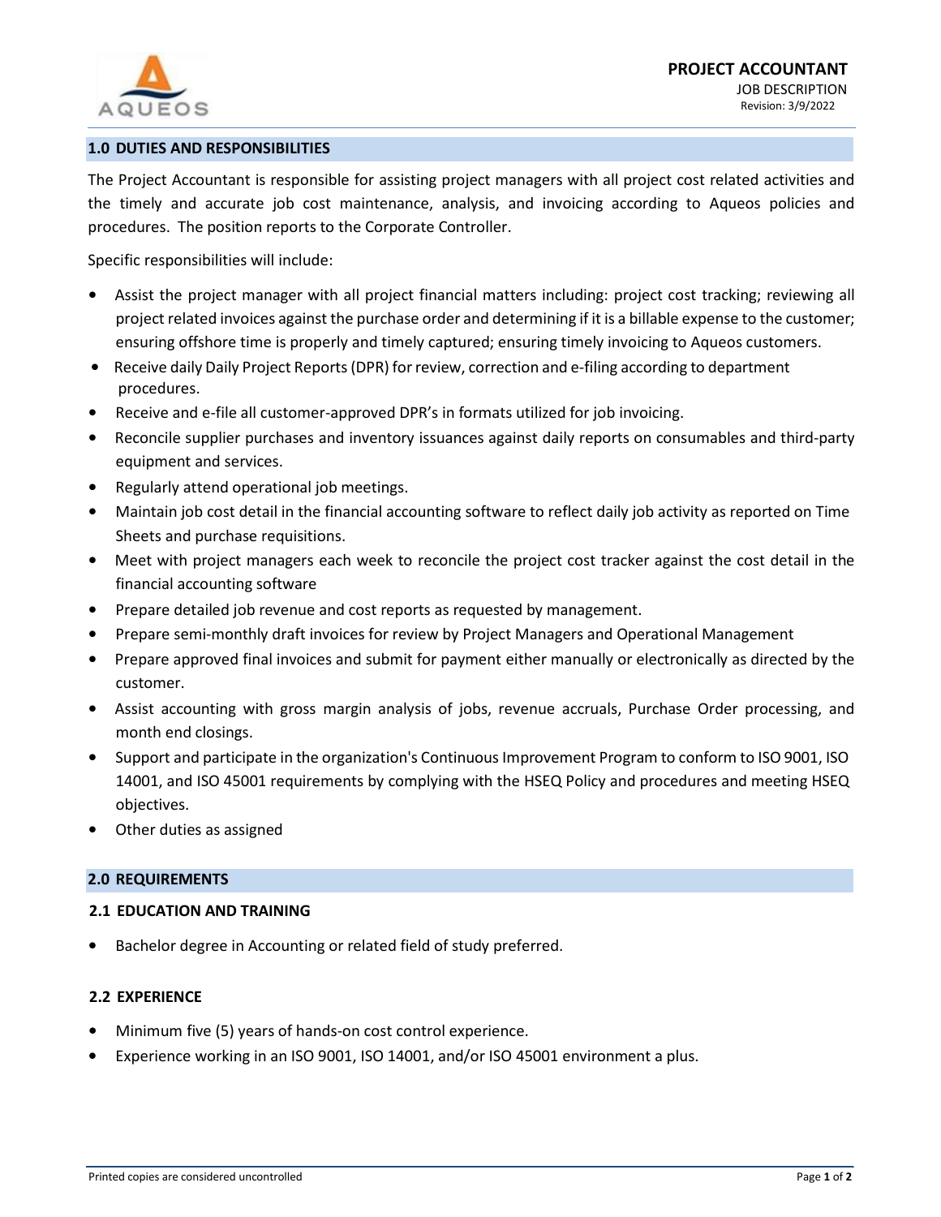# PROJECT ACCOUNTANT

JOB DESCRIPTION

Revision: 3/9/2022

## 1.0 DUTIES AND RESPONSIBILITIES

The Project Accountant is responsible for assisting project managers with all project cost related activities and the timely and accurate job cost maintenance, analysis, and invoicing according to Aqueos policies and procedures. The position reports to the Corporate Controller.

Specific responsibilities will include:

- Assist the project manager with all project financial matters including: project cost tracking; reviewing all project related invoices against the purchase order and determining if it is a billable expense to the customer; ensuring offshore time is properly and timely captured; ensuring timely invoicing to Aqueos customers.
- Receive daily Daily Project Reports (DPR) for review, correction and e-filing according to department procedures.
- Receive and e-file all customer-approved DPR's in formats utilized for job invoicing.
- Reconcile supplier purchases and inventory issuances against daily reports on consumables and third-party equipment and services.
- Regularly attend operational job meetings.
- Maintain job cost detail in the financial accounting software to reflect daily job activity as reported on Time Sheets and purchase requisitions.
- Meet with project managers each week to reconcile the project cost tracker against the cost detail in the financial accounting software
- Prepare detailed job revenue and cost reports as requested by management.
- Prepare semi-monthly draft invoices for review by Project Managers and Operational Management
- Prepare approved final invoices and submit for payment either manually or electronically as directed by the customer.
- Assist accounting with gross margin analysis of jobs, revenue accruals, Purchase Order processing, and month end closings.
- Support and participate in the organization's Continuous Improvement Program to conform to ISO 9001, ISO 14001, and ISO 45001 requirements by complying with the HSEQ Policy and procedures and meeting HSEQ objectives.
- Other duties as assigned

## 2.0 REQUIREMENTS

### 2.1 EDUCATION AND TRAINING

- Bachelor degree in Accounting or related field of study preferred.

### 2.2 EXPERIENCE

- Minimum five (5) years of hands-on cost control experience.
- Experience working in an ISO 9001, ISO 14001, and/or ISO 45001 environment a plus.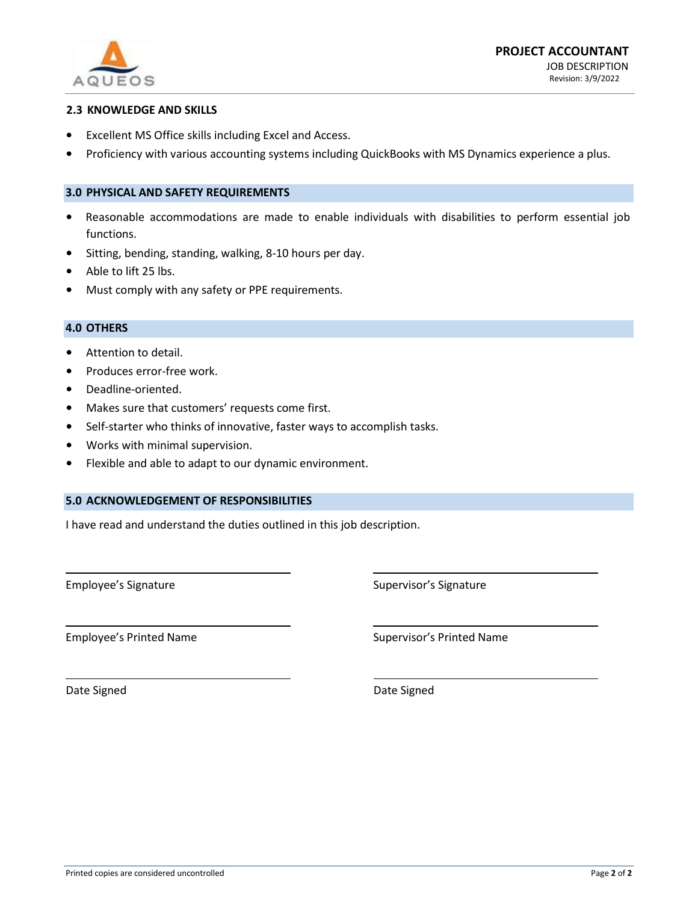### 2.3 KNOWLEDGE AND SKILLS

- Excellent MS Office skills including Excel and Access.
- Proficiency with various accounting systems including QuickBooks with MS Dynamics experience a plus.

## 3.0 PHYSICAL AND SAFETY REQUIREMENTS

- Reasonable accommodations are made to enable individuals with disabilities to perform essential job functions.
- Sitting, bending, standing, walking, 8-10 hours per day.
- Able to lift 25 lbs.
- Must comply with any safety or PPE requirements.

## 4.0 OTHERS

- Attention to detail.
- Produces error-free work.
- Deadline-oriented.
- Makes sure that customers' requests come first.
- Self-starter who thinks of innovative, faster ways to accomplish tasks.
- Works with minimal supervision.
- Flexible and able to adapt to our dynamic environment.

## 5.0 ACKNOWLEDGEMENT OF RESPONSIBILITIES

I have read and understand the duties outlined in this job description.

| | |
|---|---|
| Employee's Signature | Supervisor's Signature |
| Employee's Printed Name | Supervisor's Printed Name |
| Date Signed | Date Signed |

Printed copies are considered uncontrolled